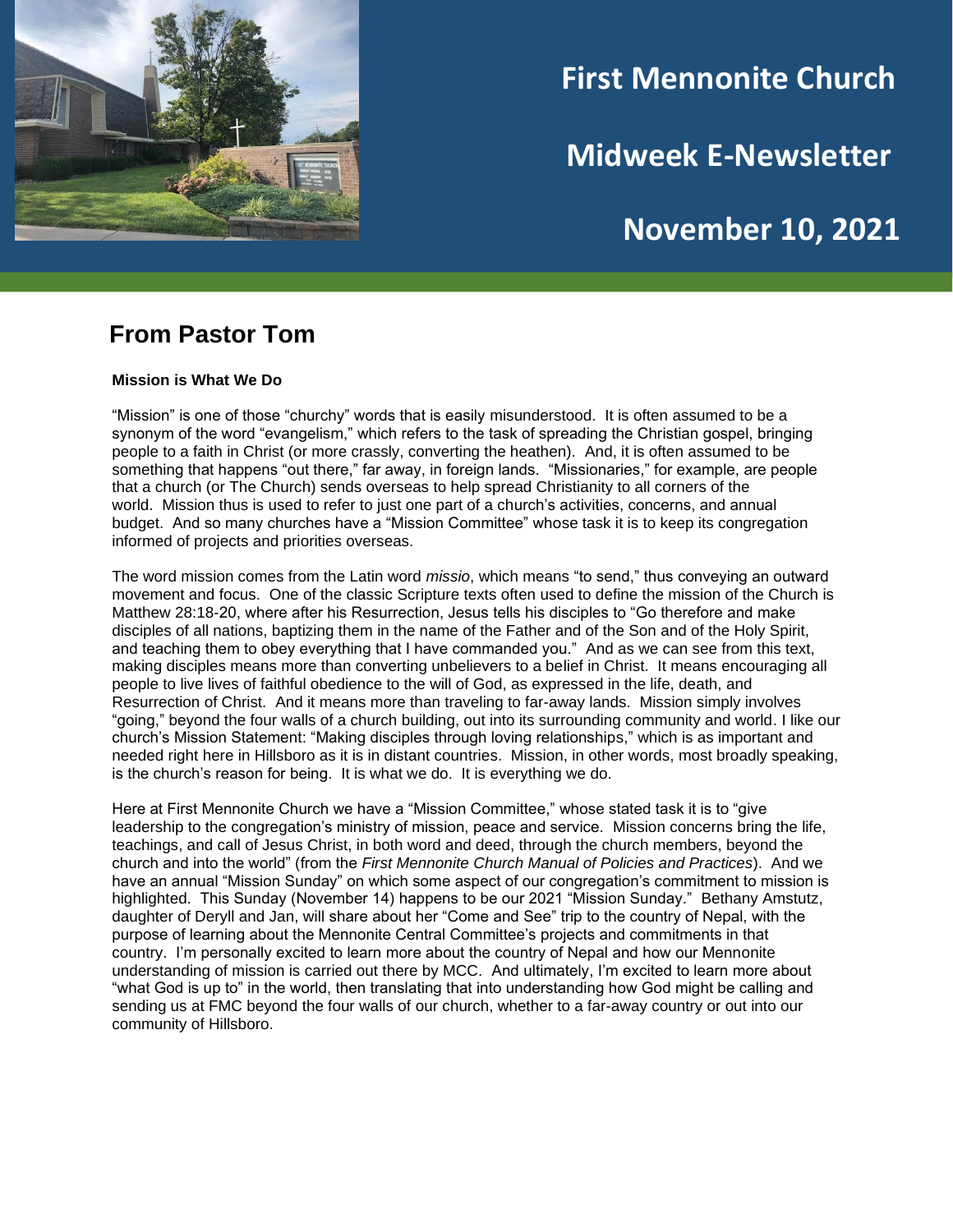# First Mennonite Church

# Midweek E-Newsletter

# November 10, 2021

## From Pastor Tom

**Mission is What We Do**

"Mission" is one of those "churchy" words that is easily misunderstood. It is often assumed to be a synonym of the word "evangelism," which refers to the task of spreading the Christian gospel, bringing people to a faith in Christ (or more crassly, converting the heathen). And, it is often assumed to be something that happens "out there," far away, in foreign lands. "Missionaries," for example, are people that a church (or The Church) sends overseas to help spread Christianity to all corners of the world. Mission thus is used to refer to just one part of a church's activities, concerns, and annual budget. And so many churches have a "Mission Committee" whose task it is to keep its congregation informed of projects and priorities overseas.

The word mission comes from the Latin word *missio*, which means "to send," thus conveying an outward movement and focus. One of the classic Scripture texts often used to define the mission of the Church is Matthew 28:18-20, where after his Resurrection, Jesus tells his disciples to "Go therefore and make disciples of all nations, baptizing them in the name of the Father and of the Son and of the Holy Spirit, and teaching them to obey everything that I have commanded you." And as we can see from this text, making disciples means more than converting unbelievers to a belief in Christ. It means encouraging all people to live lives of faithful obedience to the will of God, as expressed in the life, death, and Resurrection of Christ. And it means more than traveling to far-away lands. Mission simply involves "going," beyond the four walls of a church building, out into its surrounding community and world. I like our church's Mission Statement: "Making disciples through loving relationships," which is as important and needed right here in Hillsboro as it is in distant countries. Mission, in other words, most broadly speaking, is the church's reason for being. It is what we do. It is everything we do.

Here at First Mennonite Church we have a "Mission Committee," whose stated task it is to "give leadership to the congregation's ministry of mission, peace and service. Mission concerns bring the life, teachings, and call of Jesus Christ, in both word and deed, through the church members, beyond the church and into the world" (from the *First Mennonite Church Manual of Policies and Practices*). And we have an annual "Mission Sunday" on which some aspect of our congregation's commitment to mission is highlighted. This Sunday (November 14) happens to be our 2021 "Mission Sunday." Bethany Amstutz, daughter of Deryll and Jan, will share about her "Come and See" trip to the country of Nepal, with the purpose of learning about the Mennonite Central Committee's projects and commitments in that country. I'm personally excited to learn more about the country of Nepal and how our Mennonite understanding of mission is carried out there by MCC. And ultimately, I'm excited to learn more about "what God is up to" in the world, then translating that into understanding how God might be calling and sending us at FMC beyond the four walls of our church, whether to a far-away country or out into our community of Hillsboro.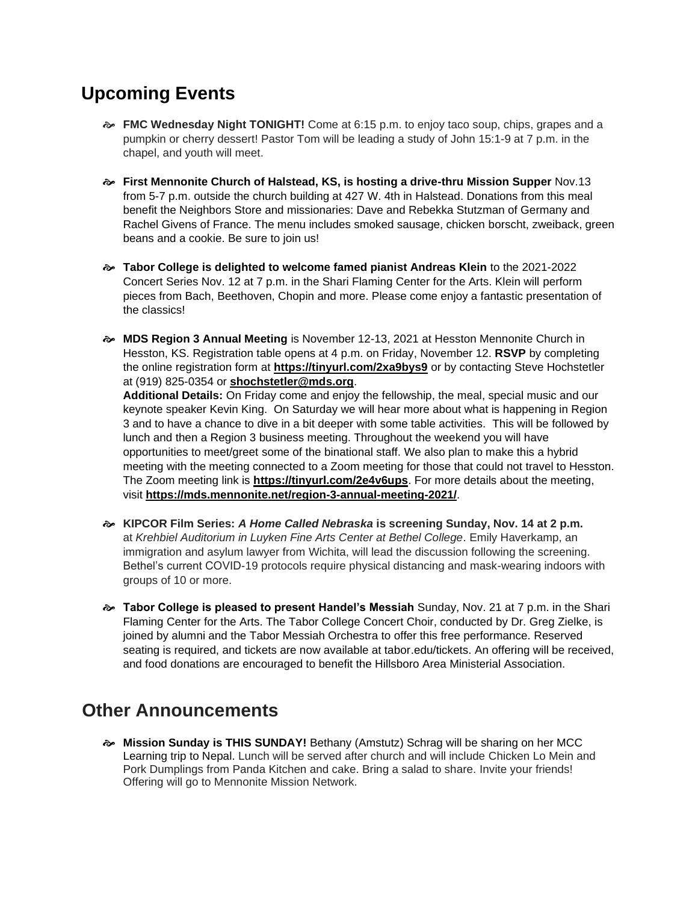## Upcoming Events

- **FMC Wednesday Night TONIGHT!** Come at 6:15 p.m. to enjoy taco soup, chips, grapes and a pumpkin or cherry dessert! Pastor Tom will be leading a study of John 15:1-9 at 7 p.m. in the chapel, and youth will meet.

- **First Mennonite Church of Halstead, KS, is hosting a drive-thru Mission Supper** Nov.13 from 5-7 p.m. outside the church building at 427 W. 4th in Halstead. Donations from this meal benefit the Neighbors Store and missionaries: Dave and Rebekka Stutzman of Germany and Rachel Givens of France. The menu includes smoked sausage, chicken borscht, zweiback, green beans and a cookie. Be sure to join us!

- **Tabor College is delighted to welcome famed pianist Andreas Klein** to the 2021-2022 Concert Series Nov. 12 at 7 p.m. in the Shari Flaming Center for the Arts. Klein will perform pieces from Bach, Beethoven, Chopin and more. Please come enjoy a fantastic presentation of the classics!

- **MDS Region 3 Annual Meeting** is November 12-13, 2021 at Hesston Mennonite Church in Hesston, KS. Registration table opens at 4 p.m. on Friday, November 12. **RSVP** by completing the online registration form at **https://tinyurl.com/2xa9bys9** or by contacting Steve Hochstetler at (919) 825-0354 or **shochstetler@mds.org**.
  **Additional Details:** On Friday come and enjoy the fellowship, the meal, special music and our keynote speaker Kevin King. On Saturday we will hear more about what is happening in Region 3 and to have a chance to dive in a bit deeper with some table activities. This will be followed by lunch and then a Region 3 business meeting. Throughout the weekend you will have opportunities to meet/greet some of the binational staff. We also plan to make this a hybrid meeting with the meeting connected to a Zoom meeting for those that could not travel to Hesston. The Zoom meeting link is **https://tinyurl.com/2e4v6ups**. For more details about the meeting, visit **https://mds.mennonite.net/region-3-annual-meeting-2021/**.

- **KIPCOR Film Series: *A Home Called Nebraska* is screening Sunday, Nov. 14 at 2 p.m.** at *Krehbiel Auditorium in Luyken Fine Arts Center at Bethel College*. Emily Haverkamp, an immigration and asylum lawyer from Wichita, will lead the discussion following the screening. Bethel's current COVID-19 protocols require physical distancing and mask-wearing indoors with groups of 10 or more.

- **Tabor College is pleased to present Handel's Messiah** Sunday, Nov. 21 at 7 p.m. in the Shari Flaming Center for the Arts. The Tabor College Concert Choir, conducted by Dr. Greg Zielke, is joined by alumni and the Tabor Messiah Orchestra to offer this free performance. Reserved seating is required, and tickets are now available at tabor.edu/tickets. An offering will be received, and food donations are encouraged to benefit the Hillsboro Area Ministerial Association.

## Other Announcements

- **Mission Sunday is THIS SUNDAY!** Bethany (Amstutz) Schrag will be sharing on her MCC Learning trip to Nepal. Lunch will be served after church and will include Chicken Lo Mein and Pork Dumplings from Panda Kitchen and cake. Bring a salad to share. Invite your friends! Offering will go to Mennonite Mission Network.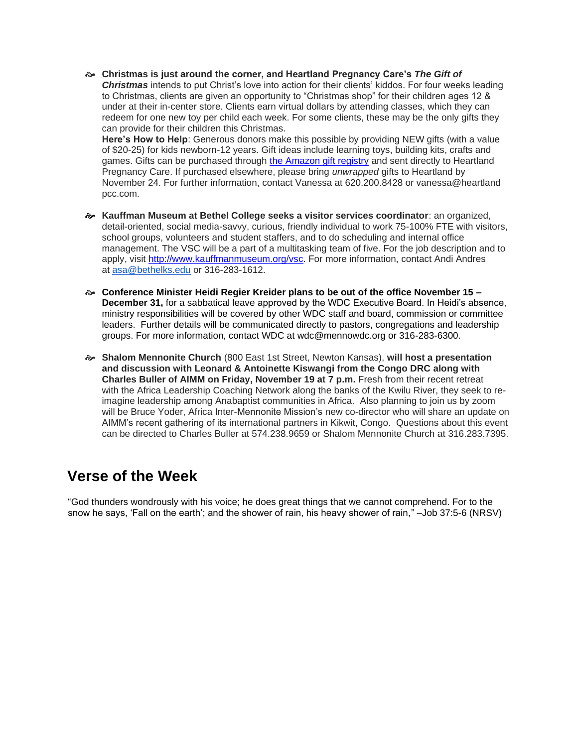- **Christmas is just around the corner, and Heartland Pregnancy Care's *The Gift of Christmas*** intends to put Christ's love into action for their clients' kiddos. For four weeks leading to Christmas, clients are given an opportunity to "Christmas shop" for their children ages 12 & under at their in-center store. Clients earn virtual dollars by attending classes, which they can redeem for one new toy per child each week. For some clients, these may be the only gifts they can provide for their children this Christmas.
  **Here's How to Help**: Generous donors make this possible by providing NEW gifts (with a value of $20-25) for kids newborn-12 years. Gift ideas include learning toys, building kits, crafts and games. Gifts can be purchased through the Amazon gift registry and sent directly to Heartland Pregnancy Care. If purchased elsewhere, please bring *unwrapped* gifts to Heartland by November 24. For further information, contact Vanessa at 620.200.8428 or vanessa@heartland pcc.com.

- **Kauffman Museum at Bethel College seeks a visitor services coordinator**: an organized, detail-oriented, social media-savvy, curious, friendly individual to work 75-100% FTE with visitors, school groups, volunteers and student staffers, and to do scheduling and internal office management. The VSC will be a part of a multitasking team of five. For the job description and to apply, visit http://www.kauffmanmuseum.org/vsc. For more information, contact Andi Andres at asa@bethelks.edu or 316-283-1612.

- **Conference Minister Heidi Regier Kreider plans to be out of the office November 15 – December 31,** for a sabbatical leave approved by the WDC Executive Board. In Heidi's absence, ministry responsibilities will be covered by other WDC staff and board, commission or committee leaders. Further details will be communicated directly to pastors, congregations and leadership groups. For more information, contact WDC at wdc@mennowdc.org or 316-283-6300.

- **Shalom Mennonite Church** (800 East 1st Street, Newton Kansas), **will host a presentation and discussion with Leonard & Antoinette Kiswangi from the Congo DRC along with Charles Buller of AIMM on Friday, November 19 at 7 p.m.** Fresh from their recent retreat with the Africa Leadership Coaching Network along the banks of the Kwilu River, they seek to re-imagine leadership among Anabaptist communities in Africa. Also planning to join us by zoom will be Bruce Yoder, Africa Inter-Mennonite Mission's new co-director who will share an update on AIMM's recent gathering of its international partners in Kikwit, Congo. Questions about this event can be directed to Charles Buller at 574.238.9659 or Shalom Mennonite Church at 316.283.7395.

## Verse of the Week

"God thunders wondrously with his voice; he does great things that we cannot comprehend. For to the snow he says, 'Fall on the earth'; and the shower of rain, his heavy shower of rain," –Job 37:5-6 (NRSV)